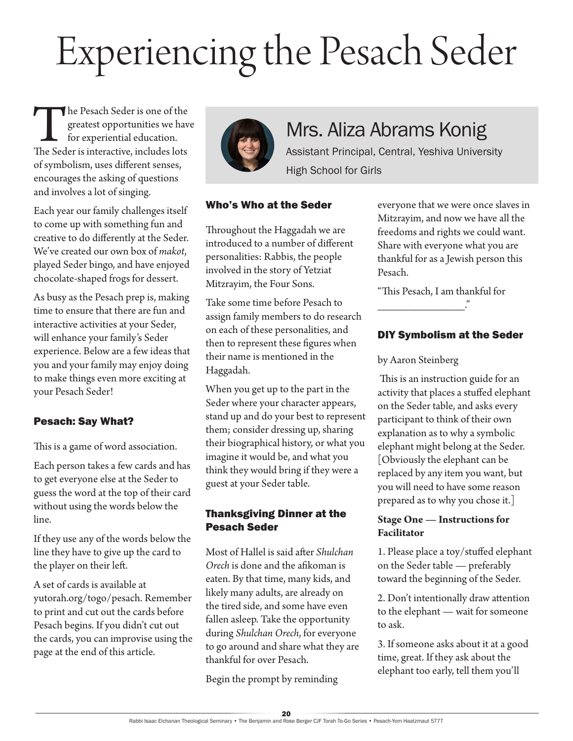# Experiencing the Pesach Seder

## Mrs. Aliza Abrams Konig

Assistant Principal, Central, Yeshiva University High School for Girls

The Pesach Seder is one of the greatest opportunities we have for experiential education. The Seder is interactive, includes lots of symbolism, uses different senses, encourages the asking of questions and involves a lot of singing.

Each year our family challenges itself to come up with something fun and creative to do differently at the Seder. We've created our own box of *makot*, played Seder bingo, and have enjoyed chocolate-shaped frogs for dessert.

As busy as the Pesach prep is, making time to ensure that there are fun and interactive activities at your Seder, will enhance your family's Seder experience. Below are a few ideas that you and your family may enjoy doing to make things even more exciting at your Pesach Seder!

### Pesach: Say What?

This is a game of word association.

Each person takes a few cards and has to get everyone else at the Seder to guess the word at the top of their card without using the words below the line.

If they use any of the words below the line they have to give up the card to the player on their left.

A set of cards is available at yutorah.org/togo/pesach. Remember to print and cut out the cards before Pesach begins. If you didn't cut out the cards, you can improvise using the page at the end of this article.

### Who's Who at the Seder

Throughout the Haggadah we are introduced to a number of different personalities: Rabbis, the people involved in the story of Yetziat Mitzrayim, the Four Sons.

Take some time before Pesach to assign family members to do research on each of these personalities, and then to represent these figures when their name is mentioned in the Haggadah.

When you get up to the part in the Seder where your character appears, stand up and do your best to represent them; consider dressing up, sharing their biographical history, or what you imagine it would be, and what you think they would bring if they were a guest at your Seder table.

### Thanksgiving Dinner at the Pesach Seder

Most of Hallel is said after *Shulchan Orech* is done and the afikoman is eaten. By that time, many kids, and likely many adults, are already on the tired side, and some have even fallen asleep. Take the opportunity during *Shulchan Orech*, for everyone to go around and share what they are thankful for over Pesach.

Begin the prompt by reminding everyone that we were once slaves in Mitzrayim, and now we have all the freedoms and rights we could want. Share with everyone what you are thankful for as a Jewish person this Pesach.

"This Pesach, I am thankful for \_\_\_\_\_\_\_\_\_\_\_\_\_\_\_\_."

### DIY Symbolism at the Seder

by Aaron Steinberg

This is an instruction guide for an activity that places a stuffed elephant on the Seder table, and asks every participant to think of their own explanation as to why a symbolic elephant might belong at the Seder. [Obviously the elephant can be replaced by any item you want, but you will need to have some reason prepared as to why you chose it.]

**Stage One — Instructions for Facilitator**

1. Please place a toy/stuffed elephant on the Seder table — preferably toward the beginning of the Seder.

2. Don't intentionally draw attention to the elephant — wait for someone to ask.

3. If someone asks about it at a good time, great. If they ask about the elephant too early, tell them you'll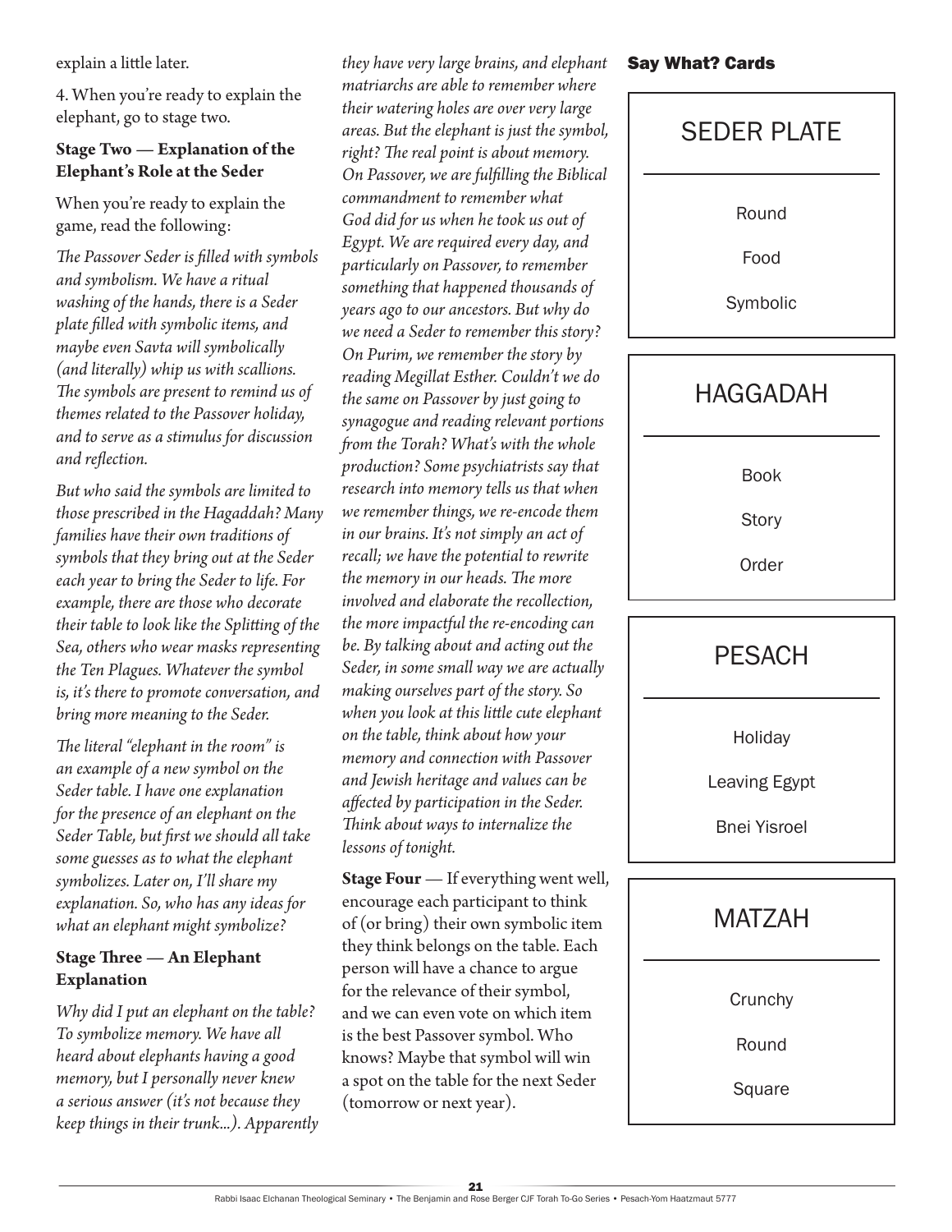explain a little later.

4. When you're ready to explain the elephant, go to stage two.

**Stage Two — Explanation of the Elephant's Role at the Seder**

When you're ready to explain the game, read the following:

*The Passover Seder is filled with symbols and symbolism. We have a ritual washing of the hands, there is a Seder plate filled with symbolic items, and maybe even Savta will symbolically (and literally) whip us with scallions. The symbols are present to remind us of themes related to the Passover holiday, and to serve as a stimulus for discussion and reflection.*

*But who said the symbols are limited to those prescribed in the Hagaddah? Many families have their own traditions of symbols that they bring out at the Seder each year to bring the Seder to life. For example, there are those who decorate their table to look like the Splitting of the Sea, others who wear masks representing the Ten Plagues. Whatever the symbol is, it's there to promote conversation, and bring more meaning to the Seder.*

*The literal "elephant in the room" is an example of a new symbol on the Seder table. I have one explanation for the presence of an elephant on the Seder Table, but first we should all take some guesses as to what the elephant symbolizes. Later on, I'll share my explanation. So, who has any ideas for what an elephant might symbolize?*

**Stage Three — An Elephant Explanation**

*Why did I put an elephant on the table? To symbolize memory. We have all heard about elephants having a good memory, but I personally never knew a serious answer (it's not because they keep things in their trunk...). Apparently they have very large brains, and elephant matriarchs are able to remember where their watering holes are over very large areas. But the elephant is just the symbol, right? The real point is about memory. On Passover, we are fulfilling the Biblical commandment to remember what God did for us when he took us out of Egypt. We are required every day, and particularly on Passover, to remember something that happened thousands of years ago to our ancestors. But why do we need a Seder to remember this story? On Purim, we remember the story by reading Megillat Esther. Couldn't we do the same on Passover by just going to synagogue and reading relevant portions from the Torah? What's with the whole production? Some psychiatrists say that research into memory tells us that when we remember things, we re-encode them in our brains. It's not simply an act of recall; we have the potential to rewrite the memory in our heads. The more involved and elaborate the recollection, the more impactful the re-encoding can be. By talking about and acting out the Seder, in some small way we are actually making ourselves part of the story. So when you look at this little cute elephant on the table, think about how your memory and connection with Passover and Jewish heritage and values can be affected by participation in the Seder. Think about ways to internalize the lessons of tonight.*

**Stage Four** — If everything went well, encourage each participant to think of (or bring) their own symbolic item they think belongs on the table. Each person will have a chance to argue for the relevance of their symbol, and we can even vote on which item is the best Passover symbol. Who knows? Maybe that symbol will win a spot on the table for the next Seder (tomorrow or next year).

## Say What? Cards

**SEDER PLATE**

- Round
- Food
- Symbolic

**HAGGADAH**

- Book
- Story
- Order

**PESACH**

- Holiday
- Leaving Egypt
- Bnei Yisroel

**MATZAH**

- Crunchy
- Round
- Square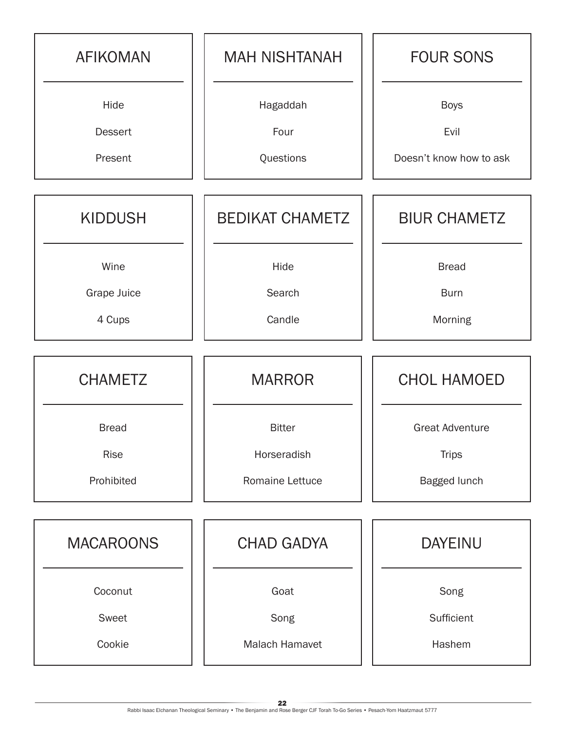## AFIKOMAN

Hide

Dessert

Present

## MAH NISHTANAH

Hagaddah

Four

Questions

## FOUR SONS

Boys

Evil

Doesn't know how to ask

## KIDDUSH

Wine

Grape Juice

4 Cups

## BEDIKAT CHAMETZ

Hide

Search

Candle

## BIUR CHAMETZ

Bread

Burn

Morning

## CHAMETZ

Bread

Rise

Prohibited

## MARROR

Bitter

Horseradish

Romaine Lettuce

## CHOL HAMOED

Great Adventure

Trips

Bagged lunch

## MACAROONS

Coconut

Sweet

Cookie

## CHAD GADYA

Goat

Song

Malach Hamavet

## DAYEINU

Song

Sufficient

Hashem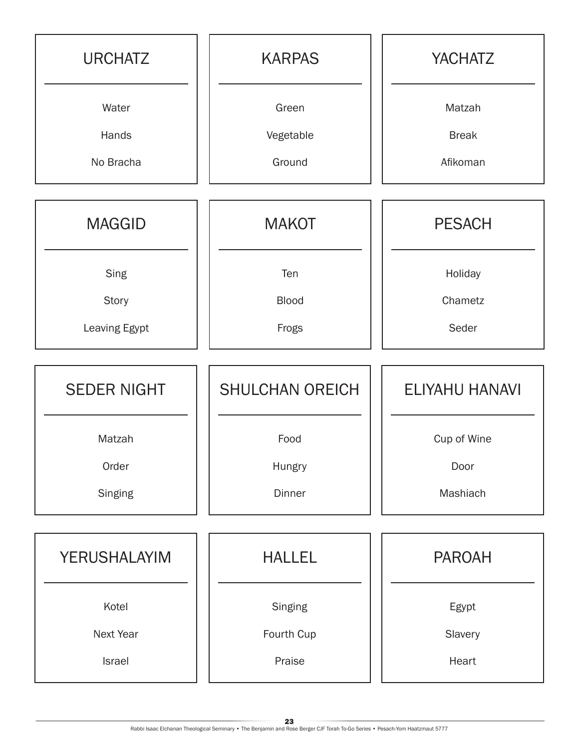## URCHATZ

Water

Hands

No Bracha

## KARPAS

Green

Vegetable

Ground

## YACHATZ

Matzah

Break

Afikoman

## MAGGID

Sing

Story

Leaving Egypt

## MAKOT

Ten

Blood

Frogs

## PESACH

Holiday

Chametz

Seder

## SEDER NIGHT

Matzah

Order

Singing

## SHULCHAN OREICH

Food

Hungry

Dinner

## ELIYAHU HANAVI

Cup of Wine

Door

Mashiach

## YERUSHALAYIM

Kotel

Next Year

Israel

## HALLEL

Singing

Fourth Cup

Praise

## PAROAH

Egypt

Slavery

Heart